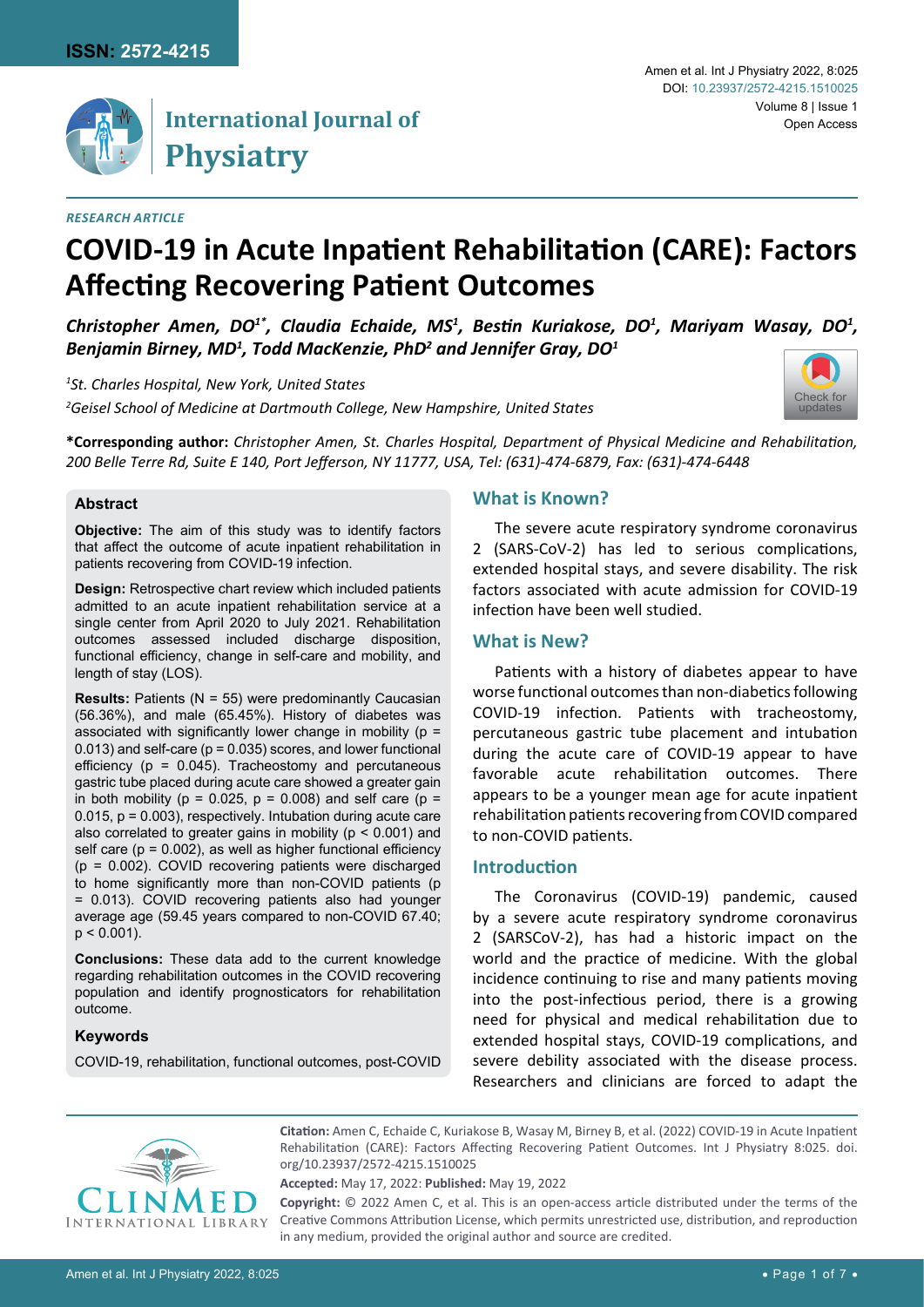*RESEARCH ARTICLE*

# COVID-19 in Acute Inpatient Rehabilitation (CARE): Factors Affecting Recovering Patient Outcomes

***Christopher Amen, DO[1*], Claudia Echaide, MS[1], Bestin Kuriakose, DO[1], Mariyam Wasay, DO[1], Benjamin Birney, MD[1], Todd MacKenzie, PhD[2] and Jennifer Gray, DO[1]***

*[1]St. Charles Hospital, New York, United States*

*[2]Geisel School of Medicine at Dartmouth College, New Hampshire, United States*

**\*Corresponding author:** *Christopher Amen, St. Charles Hospital, Department of Physical Medicine and Rehabilitation, 200 Belle Terre Rd, Suite E 140, Port Jefferson, NY 11777, USA, Tel: (631)-474-6879, Fax: (631)-474-6448*

## Abstract

**Objective:** The aim of this study was to identify factors that affect the outcome of acute inpatient rehabilitation in patients recovering from COVID-19 infection.

**Design:** Retrospective chart review which included patients admitted to an acute inpatient rehabilitation service at a single center from April 2020 to July 2021. Rehabilitation outcomes assessed included discharge disposition, functional efficiency, change in self-care and mobility, and length of stay (LOS).

**Results:** Patients (N = 55) were predominantly Caucasian (56.36%), and male (65.45%). History of diabetes was associated with significantly lower change in mobility ($p = 0.013$) and self-care ($p = 0.035$) scores, and lower functional efficiency ($p = 0.045$). Tracheostomy and percutaneous gastric tube placed during acute care showed a greater gain in both mobility ($p = 0.025$, $p = 0.008$) and self care ($p = 0.015$, $p = 0.003$), respectively. Intubation during acute care also correlated to greater gains in mobility ($p < 0.001$) and self care ($p = 0.002$), as well as higher functional efficiency ($p = 0.002$). COVID recovering patients were discharged to home significantly more than non-COVID patients ($p = 0.013$). COVID recovering patients also had younger average age (59.45 years compared to non-COVID 67.40; $p < 0.001$).

**Conclusions:** These data add to the current knowledge regarding rehabilitation outcomes in the COVID recovering population and identify prognosticators for rehabilitation outcome.

### Keywords

COVID-19, rehabilitation, functional outcomes, post-COVID

## What is Known?

The severe acute respiratory syndrome coronavirus 2 (SARS-CoV-2) has led to serious complications, extended hospital stays, and severe disability. The risk factors associated with acute admission for COVID-19 infection have been well studied.

## What is New?

Patients with a history of diabetes appear to have worse functional outcomes than non-diabetics following COVID-19 infection. Patients with tracheostomy, percutaneous gastric tube placement and intubation during the acute care of COVID-19 appear to have favorable acute rehabilitation outcomes. There appears to be a younger mean age for acute inpatient rehabilitation patients recovering from COVID compared to non-COVID patients.

## Introduction

The Coronavirus (COVID-19) pandemic, caused by a severe acute respiratory syndrome coronavirus 2 (SARSCoV-2), has had a historic impact on the world and the practice of medicine. With the global incidence continuing to rise and many patients moving into the post-infectious period, there is a growing need for physical and medical rehabilitation due to extended hospital stays, COVID-19 complications, and severe debility associated with the disease process. Researchers and clinicians are forced to adapt the

**Citation:** Amen C, Echaide C, Kuriakose B, Wasay M, Birney B, et al. (2022) COVID-19 in Acute Inpatient Rehabilitation (CARE): Factors Affecting Recovering Patient Outcomes. Int J Physiatry 8:025. doi.org/10.23937/2572-4215.1510025

**Accepted:** May 17, 2022: **Published:** May 19, 2022

**Copyright:** © 2022 Amen C, et al. This is an open-access article distributed under the terms of the Creative Commons Attribution License, which permits unrestricted use, distribution, and reproduction in any medium, provided the original author and source are credited.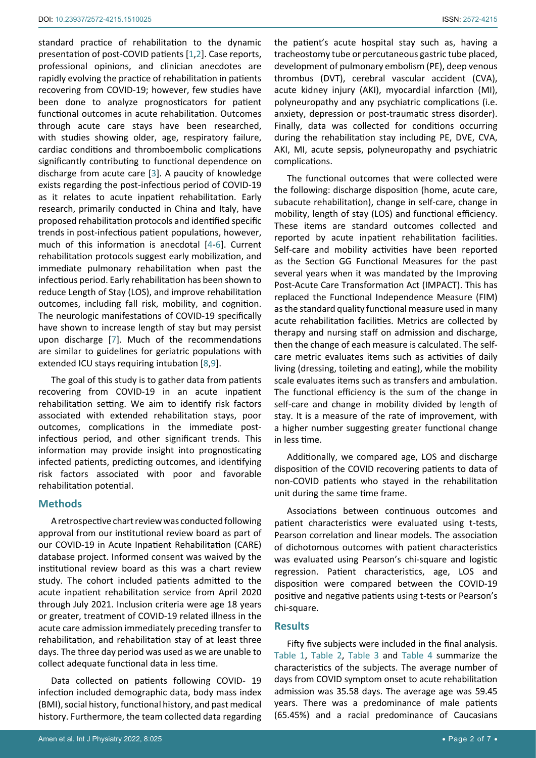standard practice of rehabilitation to the dynamic presentation of post-COVID patients [1,2]. Case reports, professional opinions, and clinician anecdotes are rapidly evolving the practice of rehabilitation in patients recovering from COVID-19; however, few studies have been done to analyze prognosticators for patient functional outcomes in acute rehabilitation. Outcomes through acute care stays have been researched, with studies showing older, age, respiratory failure, cardiac conditions and thromboembolic complications significantly contributing to functional dependence on discharge from acute care [3]. A paucity of knowledge exists regarding the post-infectious period of COVID-19 as it relates to acute inpatient rehabilitation. Early research, primarily conducted in China and Italy, have proposed rehabilitation protocols and identified specific trends in post-infectious patient populations, however, much of this information is anecdotal [4-6]. Current rehabilitation protocols suggest early mobilization, and immediate pulmonary rehabilitation when past the infectious period. Early rehabilitation has been shown to reduce Length of Stay (LOS), and improve rehabilitation outcomes, including fall risk, mobility, and cognition. The neurologic manifestations of COVID-19 specifically have shown to increase length of stay but may persist upon discharge [7]. Much of the recommendations are similar to guidelines for geriatric populations with extended ICU stays requiring intubation [8,9].

The goal of this study is to gather data from patients recovering from COVID-19 in an acute inpatient rehabilitation setting. We aim to identify risk factors associated with extended rehabilitation stays, poor outcomes, complications in the immediate post-infectious period, and other significant trends. This information may provide insight into prognosticating infected patients, predicting outcomes, and identifying risk factors associated with poor and favorable rehabilitation potential.

## Methods

A retrospective chart review was conducted following approval from our institutional review board as part of our COVID-19 in Acute Inpatient Rehabilitation (CARE) database project. Informed consent was waived by the institutional review board as this was a chart review study. The cohort included patients admitted to the acute inpatient rehabilitation service from April 2020 through July 2021. Inclusion criteria were age 18 years or greater, treatment of COVID-19 related illness in the acute care admission immediately preceding transfer to rehabilitation, and rehabilitation stay of at least three days. The three day period was used as we are unable to collect adequate functional data in less time.

Data collected on patients following COVID- 19 infection included demographic data, body mass index (BMI), social history, functional history, and past medical history. Furthermore, the team collected data regarding the patient's acute hospital stay such as, having a tracheostomy tube or percutaneous gastric tube placed, development of pulmonary embolism (PE), deep venous thrombus (DVT), cerebral vascular accident (CVA), acute kidney injury (AKI), myocardial infarction (MI), polyneuropathy and any psychiatric complications (i.e. anxiety, depression or post-traumatic stress disorder). Finally, data was collected for conditions occurring during the rehabilitation stay including PE, DVE, CVA, AKI, MI, acute sepsis, polyneuropathy and psychiatric complications.

The functional outcomes that were collected were the following: discharge disposition (home, acute care, subacute rehabilitation), change in self-care, change in mobility, length of stay (LOS) and functional efficiency. These items are standard outcomes collected and reported by acute inpatient rehabilitation facilities. Self-care and mobility activities have been reported as the Section GG Functional Measures for the past several years when it was mandated by the Improving Post-Acute Care Transformation Act (IMPACT). This has replaced the Functional Independence Measure (FIM) as the standard quality functional measure used in many acute rehabilitation facilities. Metrics are collected by therapy and nursing staff on admission and discharge, then the change of each measure is calculated. The self-care metric evaluates items such as activities of daily living (dressing, toileting and eating), while the mobility scale evaluates items such as transfers and ambulation. The functional efficiency is the sum of the change in self-care and change in mobility divided by length of stay. It is a measure of the rate of improvement, with a higher number suggesting greater functional change in less time.

Additionally, we compared age, LOS and discharge disposition of the COVID recovering patients to data of non-COVID patients who stayed in the rehabilitation unit during the same time frame.

Associations between continuous outcomes and patient characteristics were evaluated using t-tests, Pearson correlation and linear models. The association of dichotomous outcomes with patient characteristics was evaluated using Pearson's chi-square and logistic regression. Patient characteristics, age, LOS and disposition were compared between the COVID-19 positive and negative patients using t-tests or Pearson's chi-square.

## Results

Fifty five subjects were included in the final analysis. Table 1, Table 2, Table 3 and Table 4 summarize the characteristics of the subjects. The average number of days from COVID symptom onset to acute rehabilitation admission was 35.58 days. The average age was 59.45 years. There was a predominance of male patients (65.45%) and a racial predominance of Caucasians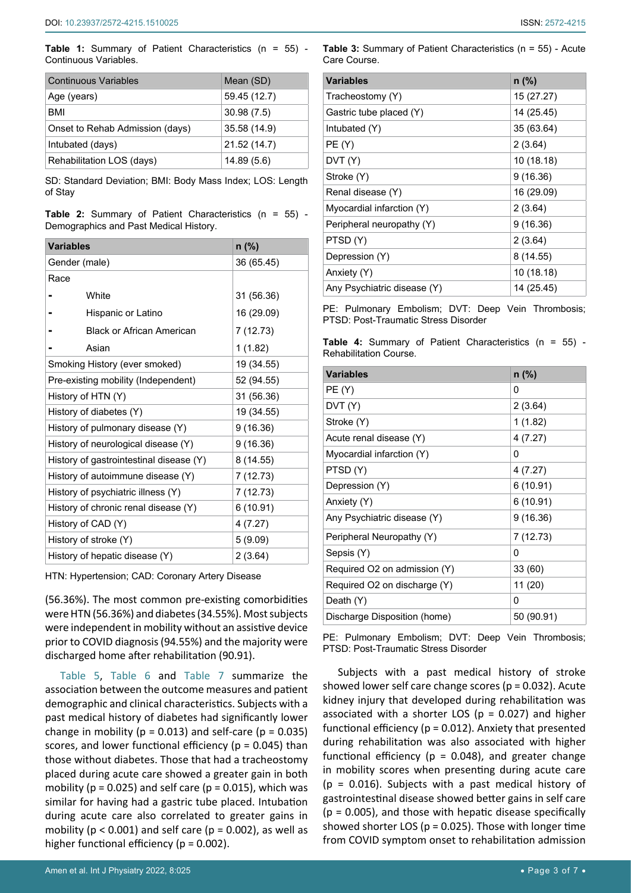**Table 1:** Summary of Patient Characteristics (n = 55) - Continuous Variables.

| Continuous Variables | Mean (SD) |
|---|---|
| Age (years) | 59.45 (12.7) |
| BMI | 30.98 (7.5) |
| Onset to Rehab Admission (days) | 35.58 (14.9) |
| Intubated (days) | 21.52 (14.7) |
| Rehabilitation LOS (days) | 14.89 (5.6) |

SD: Standard Deviation; BMI: Body Mass Index; LOS: Length of Stay

**Table 2:** Summary of Patient Characteristics (n = 55) - Demographics and Past Medical History.

| **Variables** | **n (%)** |
|---|---|
| Gender (male) | 36 (65.45) |
| Race | |
| - White | 31 (56.36) |
| - Hispanic or Latino | 16 (29.09) |
| - Black or African American | 7 (12.73) |
| - Asian | 1 (1.82) |
| Smoking History (ever smoked) | 19 (34.55) |
| Pre-existing mobility (Independent) | 52 (94.55) |
| History of HTN (Y) | 31 (56.36) |
| History of diabetes (Y) | 19 (34.55) |
| History of pulmonary disease (Y) | 9 (16.36) |
| History of neurological disease (Y) | 9 (16.36) |
| History of gastrointestinal disease (Y) | 8 (14.55) |
| History of autoimmune disease (Y) | 7 (12.73) |
| History of psychiatric illness (Y) | 7 (12.73) |
| History of chronic renal disease (Y) | 6 (10.91) |
| History of CAD (Y) | 4 (7.27) |
| History of stroke (Y) | 5 (9.09) |
| History of hepatic disease (Y) | 2 (3.64) |

HTN: Hypertension; CAD: Coronary Artery Disease

(56.36%). The most common pre-existing comorbidities were HTN (56.36%) and diabetes (34.55%). Most subjects were independent in mobility without an assistive device prior to COVID diagnosis (94.55%) and the majority were discharged home after rehabilitation (90.91).

Table 5, Table 6 and Table 7 summarize the association between the outcome measures and patient demographic and clinical characteristics. Subjects with a past medical history of diabetes had significantly lower change in mobility (p = 0.013) and self-care (p = 0.035) scores, and lower functional efficiency (p = 0.045) than those without diabetes. Those that had a tracheostomy placed during acute care showed a greater gain in both mobility (p = 0.025) and self care (p = 0.015), which was similar for having had a gastric tube placed. Intubation during acute care also correlated to greater gains in mobility (p < 0.001) and self care (p = 0.002), as well as higher functional efficiency (p = 0.002).

**Table 3:** Summary of Patient Characteristics (n = 55) - Acute Care Course.

| **Variables** | **n (%)** |
|---|---|
| Tracheostomy (Y) | 15 (27.27) |
| Gastric tube placed (Y) | 14 (25.45) |
| Intubated (Y) | 35 (63.64) |
| PE (Y) | 2 (3.64) |
| DVT (Y) | 10 (18.18) |
| Stroke (Y) | 9 (16.36) |
| Renal disease (Y) | 16 (29.09) |
| Myocardial infarction (Y) | 2 (3.64) |
| Peripheral neuropathy (Y) | 9 (16.36) |
| PTSD (Y) | 2 (3.64) |
| Depression (Y) | 8 (14.55) |
| Anxiety (Y) | 10 (18.18) |
| Any Psychiatric disease (Y) | 14 (25.45) |

PE: Pulmonary Embolism; DVT: Deep Vein Thrombosis; PTSD: Post-Traumatic Stress Disorder

**Table 4:** Summary of Patient Characteristics (n = 55) - Rehabilitation Course.

| **Variables** | **n (%)** |
|---|---|
| PE (Y) | 0 |
| DVT (Y) | 2 (3.64) |
| Stroke (Y) | 1 (1.82) |
| Acute renal disease (Y) | 4 (7.27) |
| Myocardial infarction (Y) | 0 |
| PTSD (Y) | 4 (7.27) |
| Depression (Y) | 6 (10.91) |
| Anxiety (Y) | 6 (10.91) |
| Any Psychiatric disease (Y) | 9 (16.36) |
| Peripheral Neuropathy (Y) | 7 (12.73) |
| Sepsis (Y) | 0 |
| Required O2 on admission (Y) | 33 (60) |
| Required O2 on discharge (Y) | 11 (20) |
| Death (Y) | 0 |
| Discharge Disposition (home) | 50 (90.91) |

PE: Pulmonary Embolism; DVT: Deep Vein Thrombosis; PTSD: Post-Traumatic Stress Disorder

Subjects with a past medical history of stroke showed lower self care change scores (p = 0.032). Acute kidney injury that developed during rehabilitation was associated with a shorter LOS (p = 0.027) and higher functional efficiency (p = 0.012). Anxiety that presented during rehabilitation was also associated with higher functional efficiency (p = 0.048), and greater change in mobility scores when presenting during acute care (p = 0.016). Subjects with a past medical history of gastrointestinal disease showed better gains in self care (p = 0.005), and those with hepatic disease specifically showed shorter LOS (p = 0.025). Those with longer time from COVID symptom onset to rehabilitation admission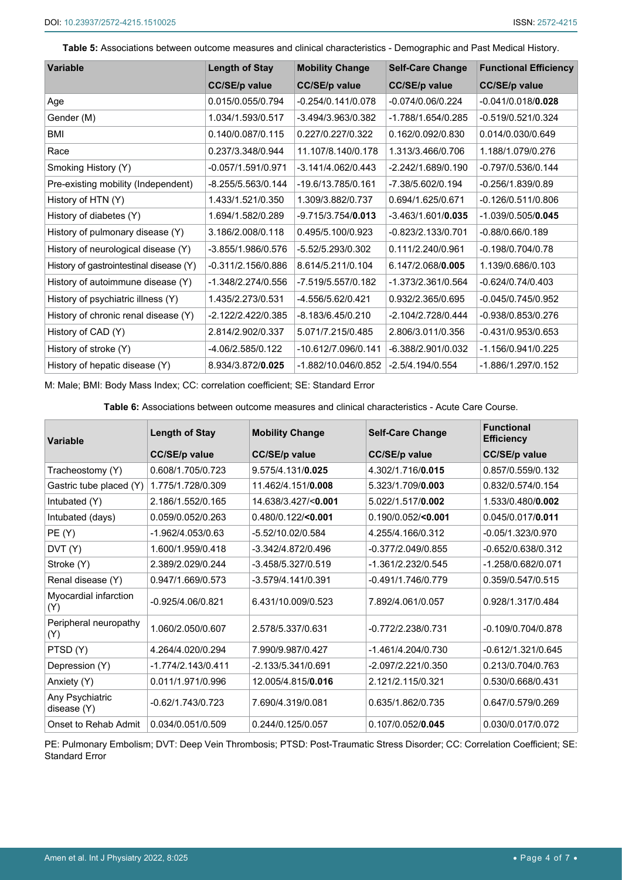**Table 5:** Associations between outcome measures and clinical characteristics - Demographic and Past Medical History.

| Variable | Length of Stay | Mobility Change | Self-Care Change | Functional Efficiency |
|---|---|---|---|---|
| | CC/SE/p value | CC/SE/p value | CC/SE/p value | CC/SE/p value |
| Age | 0.015/0.055/0.794 | -0.254/0.141/0.078 | -0.074/0.06/0.224 | -0.041/0.018/**0.028** |
| Gender (M) | 1.034/1.593/0.517 | -3.494/3.963/0.382 | -1.788/1.654/0.285 | -0.519/0.521/0.324 |
| BMI | 0.140/0.087/0.115 | 0.227/0.227/0.322 | 0.162/0.092/0.830 | 0.014/0.030/0.649 |
| Race | 0.237/3.348/0.944 | 11.107/8.140/0.178 | 1.313/3.466/0.706 | 1.188/1.079/0.276 |
| Smoking History (Y) | -0.057/1.591/0.971 | -3.141/4.062/0.443 | -2.242/1.689/0.190 | -0.797/0.536/0.144 |
| Pre-existing mobility (Independent) | -8.255/5.563/0.144 | -19.6/13.785/0.161 | -7.38/5.602/0.194 | -0.256/1.839/0.89 |
| History of HTN (Y) | 1.433/1.521/0.350 | 1.309/3.882/0.737 | 0.694/1.625/0.671 | -0.126/0.511/0.806 |
| History of diabetes (Y) | 1.694/1.582/0.289 | -9.715/3.754/**0.013** | -3.463/1.601/**0.035** | -1.039/0.505/**0.045** |
| History of pulmonary disease (Y) | 3.186/2.008/0.118 | 0.495/5.100/0.923 | -0.823/2.133/0.701 | -0.88/0.66/0.189 |
| History of neurological disease (Y) | -3.855/1.986/0.576 | -5.52/5.293/0.302 | 0.111/2.240/0.961 | -0.198/0.704/0.78 |
| History of gastrointestinal disease (Y) | -0.311/2.156/0.886 | 8.614/5.211/0.104 | 6.147/2.068/**0.005** | 1.139/0.686/0.103 |
| History of autoimmune disease (Y) | -1.348/2.274/0.556 | -7.519/5.557/0.182 | -1.373/2.361/0.564 | -0.624/0.74/0.403 |
| History of psychiatric illness (Y) | 1.435/2.273/0.531 | -4.556/5.62/0.421 | 0.932/2.365/0.695 | -0.045/0.745/0.952 |
| History of chronic renal disease (Y) | -2.122/2.422/0.385 | -8.183/6.45/0.210 | -2.104/2.728/0.444 | -0.938/0.853/0.276 |
| History of CAD (Y) | 2.814/2.902/0.337 | 5.071/7.215/0.485 | 2.806/3.011/0.356 | -0.431/0.953/0.653 |
| History of stroke (Y) | -4.06/2.585/0.122 | -10.612/7.096/0.141 | -6.388/2.901/0.032 | -1.156/0.941/0.225 |
| History of hepatic disease (Y) | 8.934/3.872/**0.025** | -1.882/10.046/0.852 | -2.5/4.194/0.554 | -1.886/1.297/0.152 |

M: Male; BMI: Body Mass Index; CC: correlation coefficient; SE: Standard Error

**Table 6:** Associations between outcome measures and clinical characteristics - Acute Care Course.

| Variable | Length of Stay | Mobility Change | Self-Care Change | Functional Efficiency |
|---|---|---|---|---|
| | CC/SE/p value | CC/SE/p value | CC/SE/p value | CC/SE/p value |
| Tracheostomy (Y) | 0.608/1.705/0.723 | 9.575/4.131/**0.025** | 4.302/1.716/**0.015** | 0.857/0.559/0.132 |
| Gastric tube placed (Y) | 1.775/1.728/0.309 | 11.462/4.151/**0.008** | 5.323/1.709/**0.003** | 0.832/0.574/0.154 |
| Intubated (Y) | 2.186/1.552/0.165 | 14.638/3.427/**<0.001** | 5.022/1.517/**0.002** | 1.533/0.480/**0.002** |
| Intubated (days) | 0.059/0.052/0.263 | 0.480/0.122/**<0.001** | 0.190/0.052/**<0.001** | 0.045/0.017/**0.011** |
| PE (Y) | -1.962/4.053/0.63 | -5.52/10.02/0.584 | 4.255/4.166/0.312 | -0.05/1.323/0.970 |
| DVT (Y) | 1.600/1.959/0.418 | -3.342/4.872/0.496 | -0.377/2.049/0.855 | -0.652/0.638/0.312 |
| Stroke (Y) | 2.389/2.029/0.244 | -3.458/5.327/0.519 | -1.361/2.232/0.545 | -1.258/0.682/0.071 |
| Renal disease (Y) | 0.947/1.669/0.573 | -3.579/4.141/0.391 | -0.491/1.746/0.779 | 0.359/0.547/0.515 |
| Myocardial infarction (Y) | -0.925/4.06/0.821 | 6.431/10.009/0.523 | 7.892/4.061/0.057 | 0.928/1.317/0.484 |
| Peripheral neuropathy (Y) | 1.060/2.050/0.607 | 2.578/5.337/0.631 | -0.772/2.238/0.731 | -0.109/0.704/0.878 |
| PTSD (Y) | 4.264/4.020/0.294 | 7.990/9.987/0.427 | -1.461/4.204/0.730 | -0.612/1.321/0.645 |
| Depression (Y) | -1.774/2.143/0.411 | -2.133/5.341/0.691 | -2.097/2.221/0.350 | 0.213/0.704/0.763 |
| Anxiety (Y) | 0.011/1.971/0.996 | 12.005/4.815/**0.016** | 2.121/2.115/0.321 | 0.530/0.668/0.431 |
| Any Psychiatric disease (Y) | -0.62/1.743/0.723 | 7.690/4.319/0.081 | 0.635/1.862/0.735 | 0.647/0.579/0.269 |
| Onset to Rehab Admit | 0.034/0.051/0.509 | 0.244/0.125/0.057 | 0.107/0.052/**0.045** | 0.030/0.017/0.072 |

PE: Pulmonary Embolism; DVT: Deep Vein Thrombosis; PTSD: Post-Traumatic Stress Disorder; CC: Correlation Coefficient; SE: Standard Error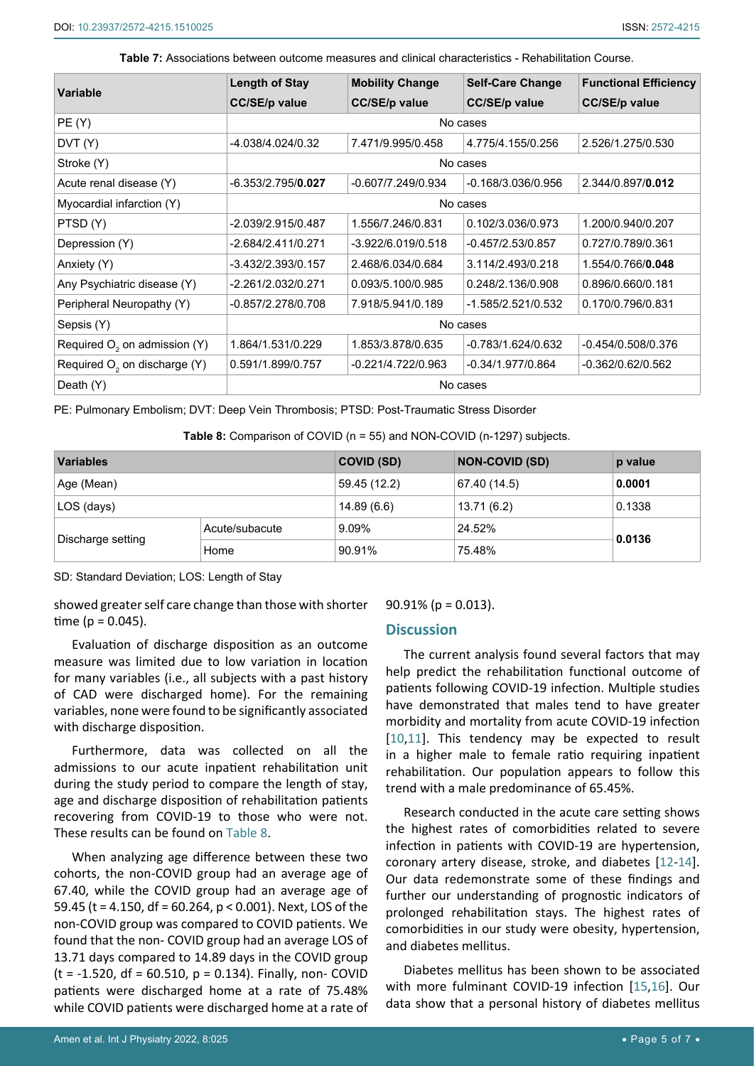**Table 7:** Associations between outcome measures and clinical characteristics - Rehabilitation Course.

| Variable | Length of Stay CC/SE/p value | Mobility Change CC/SE/p value | Self-Care Change CC/SE/p value | Functional Efficiency CC/SE/p value |
|---|---|---|---|---|
| PE (Y) | No cases | | | |
| DVT (Y) | -4.038/4.024/0.32 | 7.471/9.995/0.458 | 4.775/4.155/0.256 | 2.526/1.275/0.530 |
| Stroke (Y) | No cases | | | |
| Acute renal disease (Y) | -6.353/2.795/**0.027** | -0.607/7.249/0.934 | -0.168/3.036/0.956 | 2.344/0.897/**0.012** |
| Myocardial infarction (Y) | No cases | | | |
| PTSD (Y) | -2.039/2.915/0.487 | 1.556/7.246/0.831 | 0.102/3.036/0.973 | 1.200/0.940/0.207 |
| Depression (Y) | -2.684/2.411/0.271 | -3.922/6.019/0.518 | -0.457/2.53/0.857 | 0.727/0.789/0.361 |
| Anxiety (Y) | -3.432/2.393/0.157 | 2.468/6.034/0.684 | 3.114/2.493/0.218 | 1.554/0.766/**0.048** |
| Any Psychiatric disease (Y) | -2.261/2.032/0.271 | 0.093/5.100/0.985 | 0.248/2.136/0.908 | 0.896/0.660/0.181 |
| Peripheral Neuropathy (Y) | -0.857/2.278/0.708 | 7.918/5.941/0.189 | -1.585/2.521/0.532 | 0.170/0.796/0.831 |
| Sepsis (Y) | No cases | | | |
| Required $O_2$ on admission (Y) | 1.864/1.531/0.229 | 1.853/3.878/0.635 | -0.783/1.624/0.632 | -0.454/0.508/0.376 |
| Required $O_2$ on discharge (Y) | 0.591/1.899/0.757 | -0.221/4.722/0.963 | -0.34/1.977/0.864 | -0.362/0.62/0.562 |
| Death (Y) | No cases | | | |

PE: Pulmonary Embolism; DVT: Deep Vein Thrombosis; PTSD: Post-Traumatic Stress Disorder

**Table 8:** Comparison of COVID (n = 55) and NON-COVID (n-1297) subjects.

| Variables | | COVID (SD) | NON-COVID (SD) | p value |
|---|---|---|---|---|
| Age (Mean) | | 59.45 (12.2) | 67.40 (14.5) | **0.0001** |
| LOS (days) | | 14.89 (6.6) | 13.71 (6.2) | 0.1338 |
| Discharge setting | Acute/subacute | 9.09% | 24.52% | **0.0136** |
| | Home | 90.91% | 75.48% | |

SD: Standard Deviation; LOS: Length of Stay

showed greater self care change than those with shorter time (p = 0.045).

Evaluation of discharge disposition as an outcome measure was limited due to low variation in location for many variables (i.e., all subjects with a past history of CAD were discharged home). For the remaining variables, none were found to be significantly associated with discharge disposition.

Furthermore, data was collected on all the admissions to our acute inpatient rehabilitation unit during the study period to compare the length of stay, age and discharge disposition of rehabilitation patients recovering from COVID-19 to those who were not. These results can be found on Table 8.

When analyzing age difference between these two cohorts, the non-COVID group had an average age of 67.40, while the COVID group had an average age of 59.45 (t = 4.150, df = 60.264, p < 0.001). Next, LOS of the non-COVID group was compared to COVID patients. We found that the non- COVID group had an average LOS of 13.71 days compared to 14.89 days in the COVID group (t = -1.520, df = 60.510, p = 0.134). Finally, non- COVID patients were discharged home at a rate of 75.48% while COVID patients were discharged home at a rate of 90.91% (p = 0.013).

## Discussion

The current analysis found several factors that may help predict the rehabilitation functional outcome of patients following COVID-19 infection. Multiple studies have demonstrated that males tend to have greater morbidity and mortality from acute COVID-19 infection [10,11]. This tendency may be expected to result in a higher male to female ratio requiring inpatient rehabilitation. Our population appears to follow this trend with a male predominance of 65.45%.

Research conducted in the acute care setting shows the highest rates of comorbidities related to severe infection in patients with COVID-19 are hypertension, coronary artery disease, stroke, and diabetes [12-14]. Our data redemonstrate some of these findings and further our understanding of prognostic indicators of prolonged rehabilitation stays. The highest rates of comorbidities in our study were obesity, hypertension, and diabetes mellitus.

Diabetes mellitus has been shown to be associated with more fulminant COVID-19 infection [15,16]. Our data show that a personal history of diabetes mellitus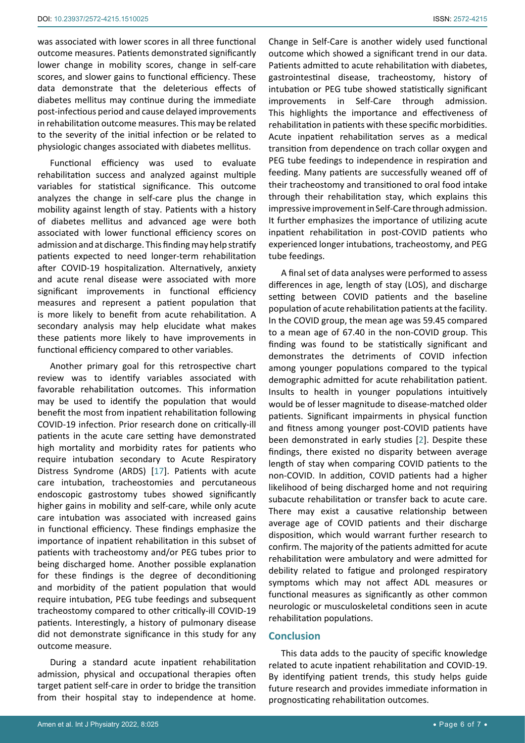was associated with lower scores in all three functional outcome measures. Patients demonstrated significantly lower change in mobility scores, change in self-care scores, and slower gains to functional efficiency. These data demonstrate that the deleterious effects of diabetes mellitus may continue during the immediate post-infectious period and cause delayed improvements in rehabilitation outcome measures. This may be related to the severity of the initial infection or be related to physiologic changes associated with diabetes mellitus.

Functional efficiency was used to evaluate rehabilitation success and analyzed against multiple variables for statistical significance. This outcome analyzes the change in self-care plus the change in mobility against length of stay. Patients with a history of diabetes mellitus and advanced age were both associated with lower functional efficiency scores on admission and at discharge. This finding may help stratify patients expected to need longer-term rehabilitation after COVID-19 hospitalization. Alternatively, anxiety and acute renal disease were associated with more significant improvements in functional efficiency measures and represent a patient population that is more likely to benefit from acute rehabilitation. A secondary analysis may help elucidate what makes these patients more likely to have improvements in functional efficiency compared to other variables.

Another primary goal for this retrospective chart review was to identify variables associated with favorable rehabilitation outcomes. This information may be used to identify the population that would benefit the most from inpatient rehabilitation following COVID-19 infection. Prior research done on critically-ill patients in the acute care setting have demonstrated high mortality and morbidity rates for patients who require intubation secondary to Acute Respiratory Distress Syndrome (ARDS) [17]. Patients with acute care intubation, tracheostomies and percutaneous endoscopic gastrostomy tubes showed significantly higher gains in mobility and self-care, while only acute care intubation was associated with increased gains in functional efficiency. These findings emphasize the importance of inpatient rehabilitation in this subset of patients with tracheostomy and/or PEG tubes prior to being discharged home. Another possible explanation for these findings is the degree of deconditioning and morbidity of the patient population that would require intubation, PEG tube feedings and subsequent tracheostomy compared to other critically-ill COVID-19 patients. Interestingly, a history of pulmonary disease did not demonstrate significance in this study for any outcome measure.

During a standard acute inpatient rehabilitation admission, physical and occupational therapies often target patient self-care in order to bridge the transition from their hospital stay to independence at home. Change in Self-Care is another widely used functional outcome which showed a significant trend in our data. Patients admitted to acute rehabilitation with diabetes, gastrointestinal disease, tracheostomy, history of intubation or PEG tube showed statistically significant improvements in Self-Care through admission. This highlights the importance and effectiveness of rehabilitation in patients with these specific morbidities. Acute inpatient rehabilitation serves as a medical transition from dependence on trach collar oxygen and PEG tube feedings to independence in respiration and feeding. Many patients are successfully weaned off of their tracheostomy and transitioned to oral food intake through their rehabilitation stay, which explains this impressive improvement in Self-Care through admission. It further emphasizes the importance of utilizing acute inpatient rehabilitation in post-COVID patients who experienced longer intubations, tracheostomy, and PEG tube feedings.

A final set of data analyses were performed to assess differences in age, length of stay (LOS), and discharge setting between COVID patients and the baseline population of acute rehabilitation patients at the facility. In the COVID group, the mean age was 59.45 compared to a mean age of 67.40 in the non-COVID group. This finding was found to be statistically significant and demonstrates the detriments of COVID infection among younger populations compared to the typical demographic admitted for acute rehabilitation patient. Insults to health in younger populations intuitively would be of lesser magnitude to disease-matched older patients. Significant impairments in physical function and fitness among younger post-COVID patients have been demonstrated in early studies [2]. Despite these findings, there existed no disparity between average length of stay when comparing COVID patients to the non-COVID. In addition, COVID patients had a higher likelihood of being discharged home and not requiring subacute rehabilitation or transfer back to acute care. There may exist a causative relationship between average age of COVID patients and their discharge disposition, which would warrant further research to confirm. The majority of the patients admitted for acute rehabilitation were ambulatory and were admitted for debility related to fatigue and prolonged respiratory symptoms which may not affect ADL measures or functional measures as significantly as other common neurologic or musculoskeletal conditions seen in acute rehabilitation populations.

## Conclusion

This data adds to the paucity of specific knowledge related to acute inpatient rehabilitation and COVID-19. By identifying patient trends, this study helps guide future research and provides immediate information in prognosticating rehabilitation outcomes.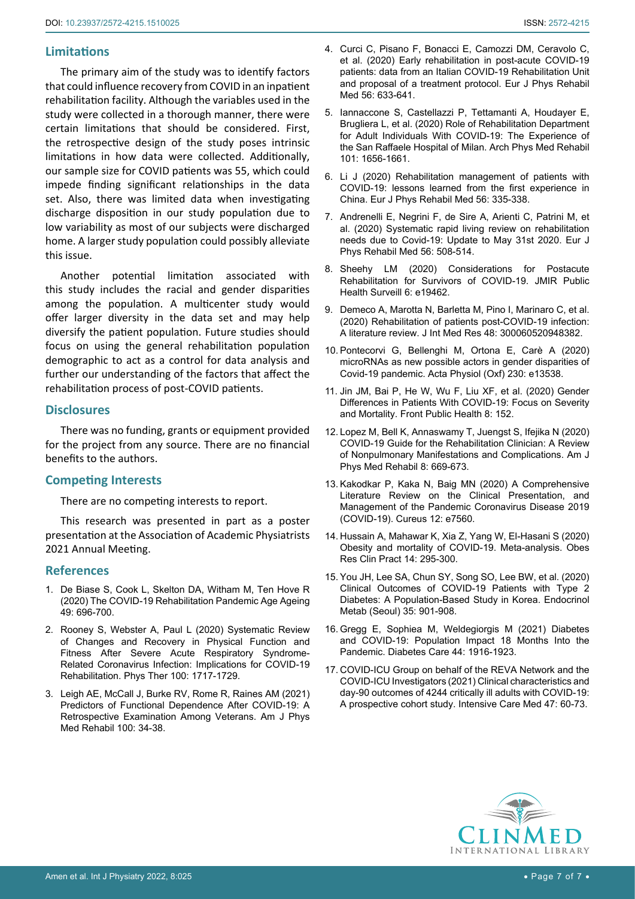## Limitations

The primary aim of the study was to identify factors that could influence recovery from COVID in an inpatient rehabilitation facility. Although the variables used in the study were collected in a thorough manner, there were certain limitations that should be considered. First, the retrospective design of the study poses intrinsic limitations in how data were collected. Additionally, our sample size for COVID patients was 55, which could impede finding significant relationships in the data set. Also, there was limited data when investigating discharge disposition in our study population due to low variability as most of our subjects were discharged home. A larger study population could possibly alleviate this issue.

Another potential limitation associated with this study includes the racial and gender disparities among the population. A multicenter study would offer larger diversity in the data set and may help diversify the patient population. Future studies should focus on using the general rehabilitation population demographic to act as a control for data analysis and further our understanding of the factors that affect the rehabilitation process of post-COVID patients.

## Disclosures

There was no funding, grants or equipment provided for the project from any source. There are no financial benefits to the authors.

## Competing Interests

There are no competing interests to report.

This research was presented in part as a poster presentation at the Association of Academic Physiatrists 2021 Annual Meeting.

## References

1. De Biase S, Cook L, Skelton DA, Witham M, Ten Hove R (2020) The COVID-19 Rehabilitation Pandemic Age Ageing 49: 696-700.
2. Rooney S, Webster A, Paul L (2020) Systematic Review of Changes and Recovery in Physical Function and Fitness After Severe Acute Respiratory Syndrome-Related Coronavirus Infection: Implications for COVID-19 Rehabilitation. Phys Ther 100: 1717-1729.
3. Leigh AE, McCall J, Burke RV, Rome R, Raines AM (2021) Predictors of Functional Dependence After COVID-19: A Retrospective Examination Among Veterans. Am J Phys Med Rehabil 100: 34-38.
4. Curci C, Pisano F, Bonacci E, Camozzi DM, Ceravolo C, et al. (2020) Early rehabilitation in post-acute COVID-19 patients: data from an Italian COVID-19 Rehabilitation Unit and proposal of a treatment protocol. Eur J Phys Rehabil Med 56: 633-641.
5. Iannaccone S, Castellazzi P, Tettamanti A, Houdayer E, Brugliera L, et al. (2020) Role of Rehabilitation Department for Adult Individuals With COVID-19: The Experience of the San Raffaele Hospital of Milan. Arch Phys Med Rehabil 101: 1656-1661.
6. Li J (2020) Rehabilitation management of patients with COVID-19: lessons learned from the first experience in China. Eur J Phys Rehabil Med 56: 335-338.
7. Andrenelli E, Negrini F, de Sire A, Arienti C, Patrini M, et al. (2020) Systematic rapid living review on rehabilitation needs due to Covid-19: Update to May 31st 2020. Eur J Phys Rehabil Med 56: 508-514.
8. Sheehy LM (2020) Considerations for Postacute Rehabilitation for Survivors of COVID-19. JMIR Public Health Surveill 6: e19462.
9. Demeco A, Marotta N, Barletta M, Pino I, Marinaro C, et al. (2020) Rehabilitation of patients post-COVID-19 infection: A literature review. J Int Med Res 48: 300060520948382.
10. Pontecorvi G, Bellenghi M, Ortona E, Carè A (2020) microRNAs as new possible actors in gender disparities of Covid-19 pandemic. Acta Physiol (Oxf) 230: e13538.
11. Jin JM, Bai P, He W, Wu F, Liu XF, et al. (2020) Gender Differences in Patients With COVID-19: Focus on Severity and Mortality. Front Public Health 8: 152.
12. Lopez M, Bell K, Annaswamy T, Juengst S, Ifejika N (2020) COVID-19 Guide for the Rehabilitation Clinician: A Review of Nonpulmonary Manifestations and Complications. Am J Phys Med Rehabil 8: 669-673.
13. Kakodkar P, Kaka N, Baig MN (2020) A Comprehensive Literature Review on the Clinical Presentation, and Management of the Pandemic Coronavirus Disease 2019 (COVID-19). Cureus 12: e7560.
14. Hussain A, Mahawar K, Xia Z, Yang W, El-Hasani S (2020) Obesity and mortality of COVID-19. Meta-analysis. Obes Res Clin Pract 14: 295-300.
15. You JH, Lee SA, Chun SY, Song SO, Lee BW, et al. (2020) Clinical Outcomes of COVID-19 Patients with Type 2 Diabetes: A Population-Based Study in Korea. Endocrinol Metab (Seoul) 35: 901-908.
16. Gregg E, Sophiea M, Weldegiorgis M (2021) Diabetes and COVID-19: Population Impact 18 Months Into the Pandemic. Diabetes Care 44: 1916-1923.
17. COVID-ICU Group on behalf of the REVA Network and the COVID-ICU Investigators (2021) Clinical characteristics and day-90 outcomes of 4244 critically ill adults with COVID-19: A prospective cohort study. Intensive Care Med 47: 60-73.